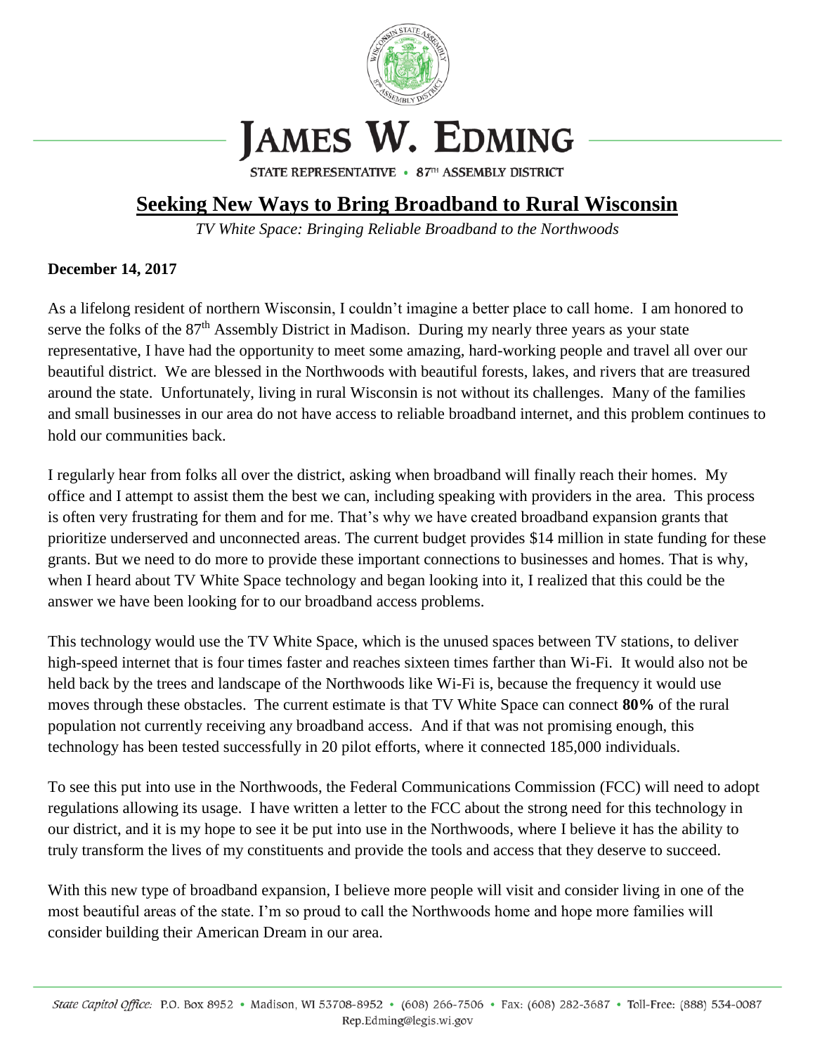# JAMES W. EDMING

STATE REPRESENTATIVE • 87TH ASSEMBLY DISTRICT

## Seeking New Ways to Bring Broadband to Rural Wisconsin

*TV White Space: Bringing Reliable Broadband to the Northwoods*

**December 14, 2017**

As a lifelong resident of northern Wisconsin, I couldn't imagine a better place to call home. I am honored to serve the folks of the 87th Assembly District in Madison. During my nearly three years as your state representative, I have had the opportunity to meet some amazing, hard-working people and travel all over our beautiful district. We are blessed in the Northwoods with beautiful forests, lakes, and rivers that are treasured around the state. Unfortunately, living in rural Wisconsin is not without its challenges. Many of the families and small businesses in our area do not have access to reliable broadband internet, and this problem continues to hold our communities back.

I regularly hear from folks all over the district, asking when broadband will finally reach their homes. My office and I attempt to assist them the best we can, including speaking with providers in the area. This process is often very frustrating for them and for me. That's why we have created broadband expansion grants that prioritize underserved and unconnected areas. The current budget provides $14 million in state funding for these grants. But we need to do more to provide these important connections to businesses and homes. That is why, when I heard about TV White Space technology and began looking into it, I realized that this could be the answer we have been looking for to our broadband access problems.

This technology would use the TV White Space, which is the unused spaces between TV stations, to deliver high-speed internet that is four times faster and reaches sixteen times farther than Wi-Fi. It would also not be held back by the trees and landscape of the Northwoods like Wi-Fi is, because the frequency it would use moves through these obstacles. The current estimate is that TV White Space can connect **80%** of the rural population not currently receiving any broadband access. And if that was not promising enough, this technology has been tested successfully in 20 pilot efforts, where it connected 185,000 individuals.

To see this put into use in the Northwoods, the Federal Communications Commission (FCC) will need to adopt regulations allowing its usage. I have written a letter to the FCC about the strong need for this technology in our district, and it is my hope to see it be put into use in the Northwoods, where I believe it has the ability to truly transform the lives of my constituents and provide the tools and access that they deserve to succeed.

With this new type of broadband expansion, I believe more people will visit and consider living in one of the most beautiful areas of the state. I'm so proud to call the Northwoods home and hope more families will consider building their American Dream in our area.

*State Capitol Office:* P.O. Box 8952 • Madison, WI 53708-8952 • (608) 266-7506 • Fax: (608) 282-3687 • Toll-Free: (888) 534-0087
Rep.Edming@legis.wi.gov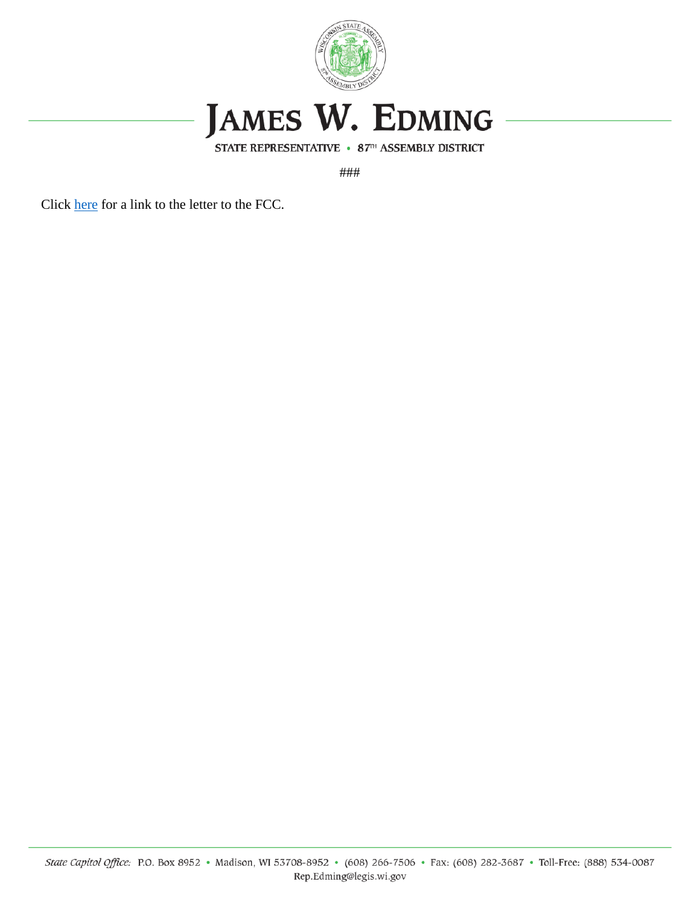###

Click here for a link to the letter to the FCC.